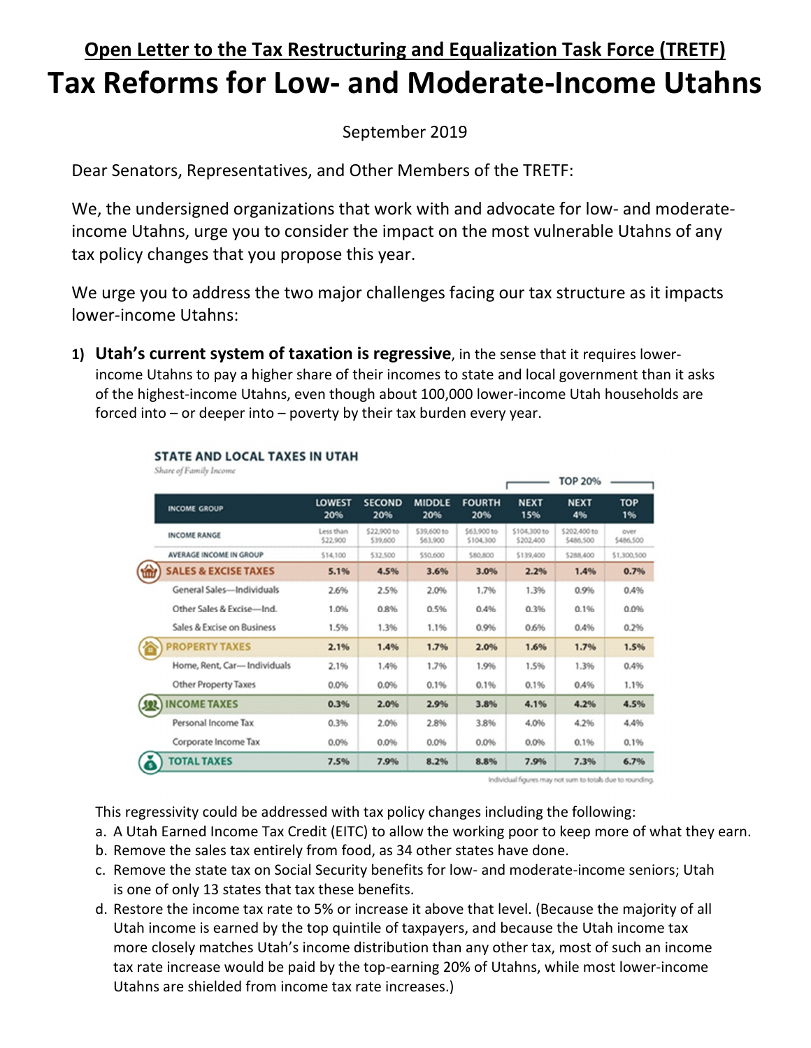## Open Letter to the Tax Restructuring and Equalization Task Force (TRETF)

# Tax Reforms for Low- and Moderate-Income Utahns

September 2019

Dear Senators, Representatives, and Other Members of the TRETF:

We, the undersigned organizations that work with and advocate for low- and moderate-income Utahns, urge you to consider the impact on the most vulnerable Utahns of any tax policy changes that you propose this year.

We urge you to address the two major challenges facing our tax structure as it impacts lower-income Utahns:

1) **Utah's current system of taxation is regressive**, in the sense that it requires lower-income Utahns to pay a higher share of their incomes to state and local government than it asks of the highest-income Utahns, even though about 100,000 lower-income Utah households are forced into – or deeper into – poverty by their tax burden every year.

**STATE AND LOCAL TAXES IN UTAH**
*Share of Family Income*

| INCOME GROUP | LOWEST 20% | SECOND 20% | MIDDLE 20% | FOURTH 20% | NEXT 15% (TOP 20%) | NEXT 4% (TOP 20%) | TOP 1% (TOP 20%) |
|---|---|---|---|---|---|---|---|
| INCOME RANGE | Less than $22,900 | $22,900 to $39,600 | $39,600 to $63,900 | $63,900 to $104,300 | $104,300 to $202,400 | $202,400 to $486,500 | over $486,500 |
| AVERAGE INCOME IN GROUP | $14,100 | $32,500 | $50,600 | $80,800 | $139,400 | $288,400 | $1,300,500 |
| **SALES & EXCISE TAXES** | **5.1%** | **4.5%** | **3.6%** | **3.0%** | **2.2%** | **1.4%** | **0.7%** |
| General Sales—Individuals | 2.6% | 2.5% | 2.0% | 1.7% | 1.3% | 0.9% | 0.4% |
| Other Sales & Excise—Ind. | 1.0% | 0.8% | 0.5% | 0.4% | 0.3% | 0.1% | 0.0% |
| Sales & Excise on Business | 1.5% | 1.3% | 1.1% | 0.9% | 0.6% | 0.4% | 0.2% |
| **PROPERTY TAXES** | **2.1%** | **1.4%** | **1.7%** | **2.0%** | **1.6%** | **1.7%** | **1.5%** |
| Home, Rent, Car—Individuals | 2.1% | 1.4% | 1.7% | 1.9% | 1.5% | 1.3% | 0.4% |
| Other Property Taxes | 0.0% | 0.0% | 0.1% | 0.1% | 0.1% | 0.4% | 1.1% |
| **INCOME TAXES** | **0.3%** | **2.0%** | **2.9%** | **3.8%** | **4.1%** | **4.2%** | **4.5%** |
| Personal Income Tax | 0.3% | 2.0% | 2.8% | 3.8% | 4.0% | 4.2% | 4.4% |
| Corporate Income Tax | 0.0% | 0.0% | 0.0% | 0.0% | 0.0% | 0.1% | 0.1% |
| **TOTAL TAXES** | **7.5%** | **7.9%** | **8.2%** | **8.8%** | **7.9%** | **7.3%** | **6.7%** |

Individual figures may not sum to totals due to rounding.

This regressivity could be addressed with tax policy changes including the following:

a. A Utah Earned Income Tax Credit (EITC) to allow the working poor to keep more of what they earn.
b. Remove the sales tax entirely from food, as 34 other states have done.
c. Remove the state tax on Social Security benefits for low- and moderate-income seniors; Utah is one of only 13 states that tax these benefits.
d. Restore the income tax rate to 5% or increase it above that level. (Because the majority of all Utah income is earned by the top quintile of taxpayers, and because the Utah income tax more closely matches Utah's income distribution than any other tax, most of such an income tax rate increase would be paid by the top-earning 20% of Utahns, while most lower-income Utahns are shielded from income tax rate increases.)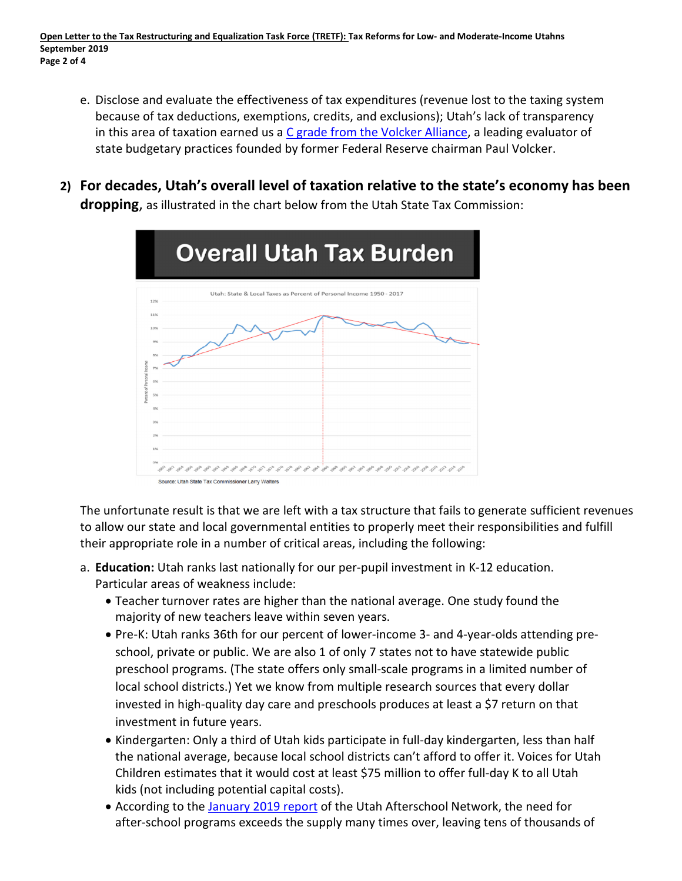e. Disclose and evaluate the effectiveness of tax expenditures (revenue lost to the taxing system because of tax deductions, exemptions, credits, and exclusions); Utah's lack of transparency in this area of taxation earned us a C grade from the Volcker Alliance, a leading evaluator of state budgetary practices founded by former Federal Reserve chairman Paul Volcker.

2) **For decades, Utah's overall level of taxation relative to the state's economy has been dropping**, as illustrated in the chart below from the Utah State Tax Commission:

**Overall Utah Tax Burden**

Utah: State & Local Taxes as Percent of Personal Income 1950 - 2017

Source: Utah State Tax Commissioner Larry Walters

The unfortunate result is that we are left with a tax structure that fails to generate sufficient revenues to allow our state and local governmental entities to properly meet their responsibilities and fulfill their appropriate role in a number of critical areas, including the following:

a. **Education:** Utah ranks last nationally for our per-pupil investment in K-12 education. Particular areas of weakness include:
   - Teacher turnover rates are higher than the national average. One study found the majority of new teachers leave within seven years.
   - Pre-K: Utah ranks 36th for our percent of lower-income 3- and 4-year-olds attending pre-school, private or public. We are also 1 of only 7 states not to have statewide public preschool programs. (The state offers only small-scale programs in a limited number of local school districts.) Yet we know from multiple research sources that every dollar invested in high-quality day care and preschools produces at least a $7 return on that investment in future years.
   - Kindergarten: Only a third of Utah kids participate in full-day kindergarten, less than half the national average, because local school districts can't afford to offer it. Voices for Utah Children estimates that it would cost at least $75 million to offer full-day K to all Utah kids (not including potential capital costs).
   - According to the January 2019 report of the Utah Afterschool Network, the need for after-school programs exceeds the supply many times over, leaving tens of thousands of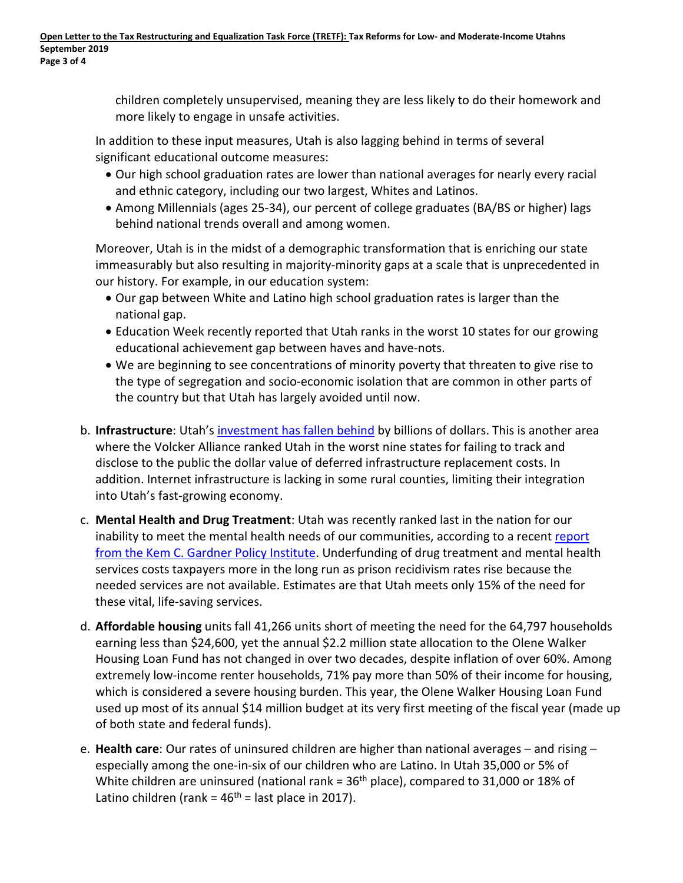children completely unsupervised, meaning they are less likely to do their homework and more likely to engage in unsafe activities.

In addition to these input measures, Utah is also lagging behind in terms of several significant educational outcome measures:

- Our high school graduation rates are lower than national averages for nearly every racial and ethnic category, including our two largest, Whites and Latinos.
- Among Millennials (ages 25-34), our percent of college graduates (BA/BS or higher) lags behind national trends overall and among women.

Moreover, Utah is in the midst of a demographic transformation that is enriching our state immeasurably but also resulting in majority-minority gaps at a scale that is unprecedented in our history. For example, in our education system:

- Our gap between White and Latino high school graduation rates is larger than the national gap.
- Education Week recently reported that Utah ranks in the worst 10 states for our growing educational achievement gap between haves and have-nots.
- We are beginning to see concentrations of minority poverty that threaten to give rise to the type of segregation and socio-economic isolation that are common in other parts of the country but that Utah has largely avoided until now.

b. **Infrastructure**: Utah's investment has fallen behind by billions of dollars. This is another area where the Volcker Alliance ranked Utah in the worst nine states for failing to track and disclose to the public the dollar value of deferred infrastructure replacement costs. In addition. Internet infrastructure is lacking in some rural counties, limiting their integration into Utah's fast-growing economy.

c. **Mental Health and Drug Treatment**: Utah was recently ranked last in the nation for our inability to meet the mental health needs of our communities, according to a recent report from the Kem C. Gardner Policy Institute. Underfunding of drug treatment and mental health services costs taxpayers more in the long run as prison recidivism rates rise because the needed services are not available. Estimates are that Utah meets only 15% of the need for these vital, life-saving services.

d. **Affordable housing** units fall 41,266 units short of meeting the need for the 64,797 households earning less than $24,600, yet the annual $2.2 million state allocation to the Olene Walker Housing Loan Fund has not changed in over two decades, despite inflation of over 60%. Among extremely low-income renter households, 71% pay more than 50% of their income for housing, which is considered a severe housing burden. This year, the Olene Walker Housing Loan Fund used up most of its annual $14 million budget at its very first meeting of the fiscal year (made up of both state and federal funds).

e. **Health care**: Our rates of uninsured children are higher than national averages – and rising – especially among the one-in-six of our children who are Latino. In Utah 35,000 or 5% of White children are uninsured (national rank = 36th place), compared to 31,000 or 18% of Latino children (rank = 46th = last place in 2017).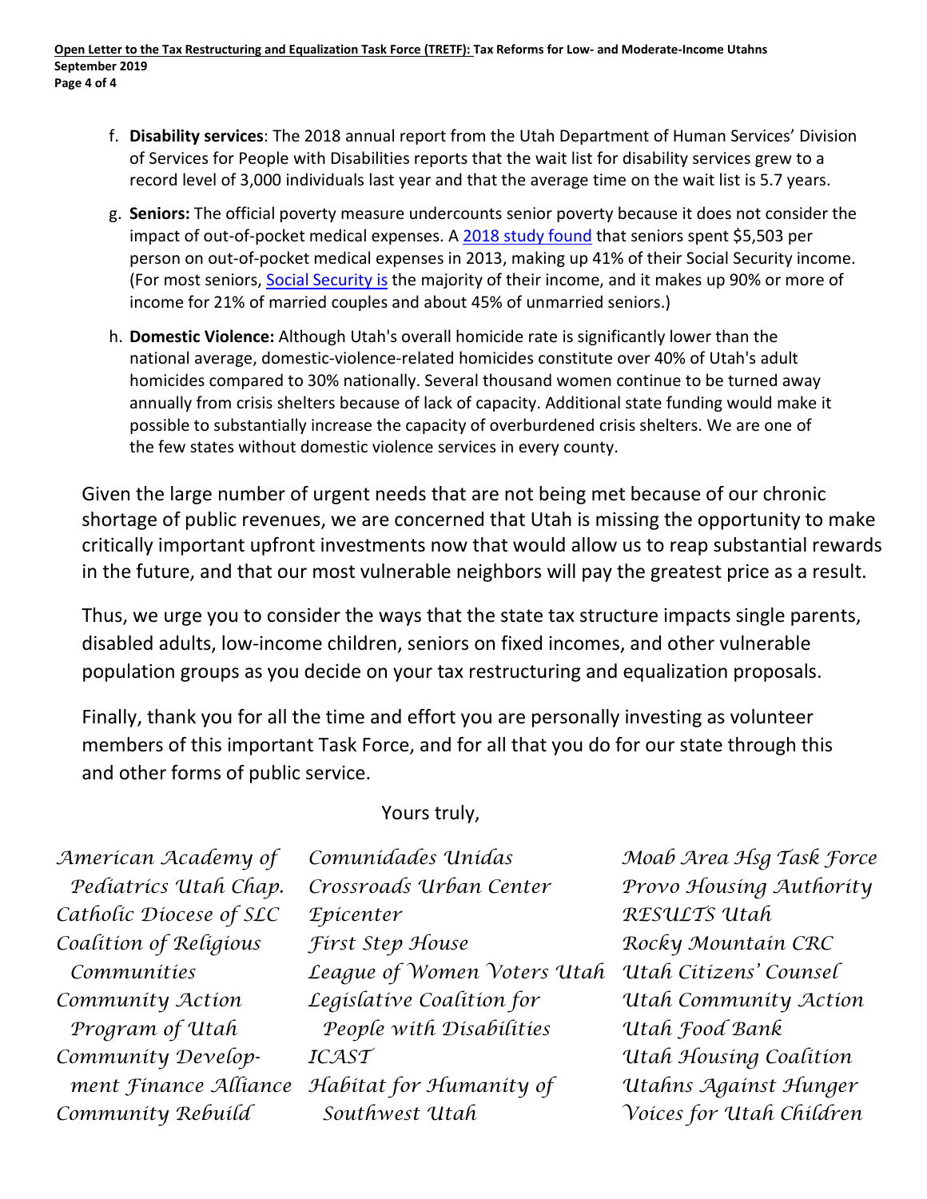f. **Disability services**: The 2018 annual report from the Utah Department of Human Services' Division of Services for People with Disabilities reports that the wait list for disability services grew to a record level of 3,000 individuals last year and that the average time on the wait list is 5.7 years.

g. **Seniors:** The official poverty measure undercounts senior poverty because it does not consider the impact of out-of-pocket medical expenses. A 2018 study found that seniors spent $5,503 per person on out-of-pocket medical expenses in 2013, making up 41% of their Social Security income. (For most seniors, Social Security is the majority of their income, and it makes up 90% or more of income for 21% of married couples and about 45% of unmarried seniors.)

h. **Domestic Violence:** Although Utah's overall homicide rate is significantly lower than the national average, domestic-violence-related homicides constitute over 40% of Utah's adult homicides compared to 30% nationally. Several thousand women continue to be turned away annually from crisis shelters because of lack of capacity. Additional state funding would make it possible to substantially increase the capacity of overburdened crisis shelters. We are one of the few states without domestic violence services in every county.

Given the large number of urgent needs that are not being met because of our chronic shortage of public revenues, we are concerned that Utah is missing the opportunity to make critically important upfront investments now that would allow us to reap substantial rewards in the future, and that our most vulnerable neighbors will pay the greatest price as a result.

Thus, we urge you to consider the ways that the state tax structure impacts single parents, disabled adults, low-income children, seniors on fixed incomes, and other vulnerable population groups as you decide on your tax restructuring and equalization proposals.

Finally, thank you for all the time and effort you are personally investing as volunteer members of this important Task Force, and for all that you do for our state through this and other forms of public service.

Yours truly,

American Academy of Pediatrics Utah Chap.
Catholic Diocese of SLC
Coalition of Religious Communities
Community Action Program of Utah
Community Development Finance Alliance
Community Rebuild
Comunidades Unidas
Crossroads Urban Center
Epicenter
First Step House
League of Women Voters Utah
Legislative Coalition for People with Disabilities
ICAST
Habitat for Humanity of Southwest Utah
Moab Area Hsg Task Force
Provo Housing Authority
RESULTS Utah
Rocky Mountain CRC
Utah Citizens' Counsel
Utah Community Action
Utah Food Bank
Utah Housing Coalition
Utahns Against Hunger
Voices for Utah Children